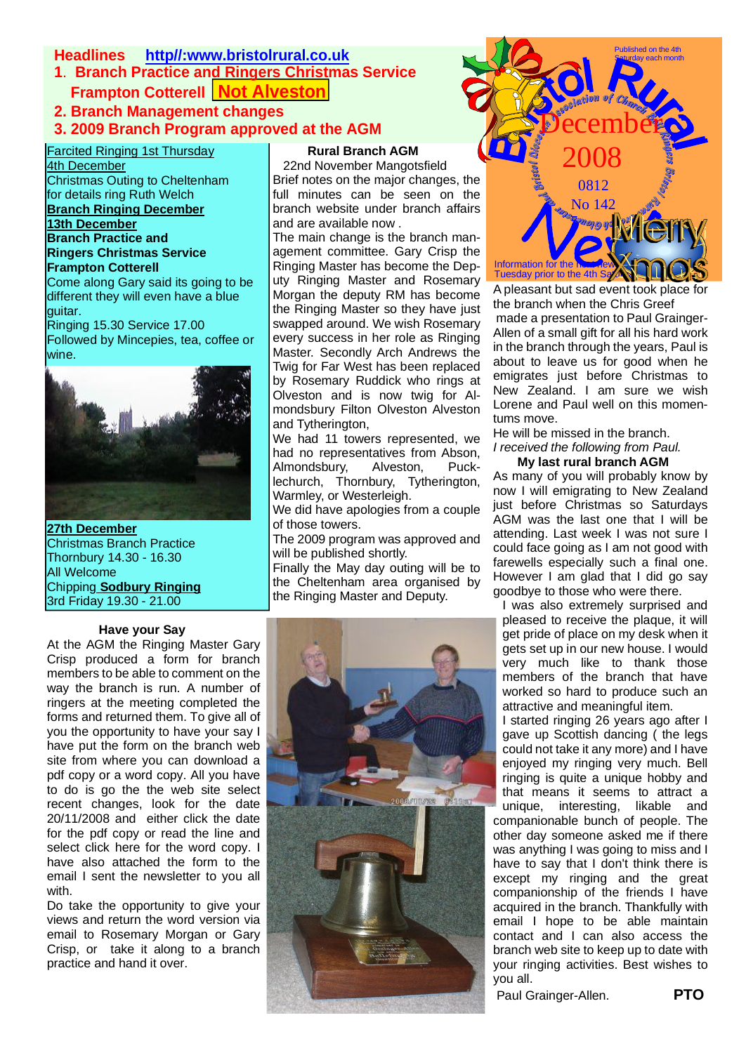**Headlines http//:www.bristolrural.co.uk**

1. **Branch Practice and Ringers Christmas Service Frampton Cotterell Not Alveston**
2. **Branch Management changes**
3. **2009 Branch Program approved at the AGM**

Bristol Rural News — Published on the 4th Saturday each month — December 2008 — 0812 No 142 — Merry Xmas — Information for the next News Tuesday prior to the 4th Saturday

Farcited Ringing 1st Thursday
4th December
Christmas Outing to Cheltenham for details ring Ruth Welch

**Branch Ringing December**
**13th December**
**Branch Practice and Ringers Christmas Service Frampton Cotterell**
Come along Gary said its going to be different they will even have a blue guitar.
Ringing 15.30 Service 17.00
Followed by Mincepies, tea, coffee or wine.

**27th December**
Christmas Branch Practice
Thornbury 14.30 - 16.30
All Welcome
Chipping **Sodbury Ringing**
3rd Friday 19.30 - 21.00

### Rural Branch AGM

22nd November Mangotsfield

Brief notes on the major changes, the full minutes can be seen on the branch website under branch affairs and are available now .

The main change is the branch management committee. Gary Crisp the Ringing Master has become the Deputy Ringing Master and Rosemary Morgan the deputy RM has become the Ringing Master so they have just swapped around. We wish Rosemary every success in her role as Ringing Master. Secondly Arch Andrews the Twig for Far West has been replaced by Rosemary Ruddick who rings at Olveston and is now twig for Almondsbury Filton Olveston Alveston and Tytherington,

We had 11 towers represented, we had no representatives from Abson, Almondsbury, Alveston, Pucklechurch, Thornbury, Tytherington, Warmley, or Westerleigh.

We did have apologies from a couple of those towers.

The 2009 program was approved and will be published shortly.

Finally the May day outing will be to the Cheltenham area organised by the Ringing Master and Deputy.

A pleasant but sad event took place for the branch when the Chris Greef made a presentation to Paul Grainger-Allen of a small gift for all his hard work in the branch through the years, Paul is about to leave us for good when he emigrates just before Christmas to New Zealand. I am sure we wish Lorene and Paul well on this momentums move.

He will be missed in the branch.

*I received the following from Paul.*

### My last rural branch AGM

As many of you will probably know by now I will emigrating to New Zealand just before Christmas so Saturdays AGM was the last one that I will be attending. Last week I was not sure I could face going as I am not good with farewells especially such a final one. However I am glad that I did go say goodbye to those who were there.

I was also extremely surprised and pleased to receive the plaque, it will get pride of place on my desk when it gets set up in our new house. I would very much like to thank those members of the branch that have worked so hard to produce such an attractive and meaningful item.

I started ringing 26 years ago after I gave up Scottish dancing ( the legs could not take it any more) and I have enjoyed my ringing very much. Bell ringing is quite a unique hobby and that means it seems to attract a unique, interesting, likable and companionable bunch of people. The other day someone asked me if there was anything I was going to miss and I have to say that I don't think there is except my ringing and the great companionship of the friends I have acquired in the branch. Thankfully with email I hope to be able maintain contact and I can also access the branch web site to keep up to date with your ringing activities. Best wishes to you all.

Paul Grainger-Allen.

### Have your Say

At the AGM the Ringing Master Gary Crisp produced a form for branch members to be able to comment on the way the branch is run. A number of ringers at the meeting completed the forms and returned them. To give all of you the opportunity to have your say I have put the form on the branch web site from where you can download a pdf copy or a word copy. All you have to do is go the the web site select recent changes, look for the date 20/11/2008 and either click the date for the pdf copy or read the line and select click here for the word copy. I have also attached the form to the email I sent the newsletter to you all with.

Do take the opportunity to give your views and return the word version via email to Rosemary Morgan or Gary Crisp, or take it along to a branch practice and hand it over.

**PTO**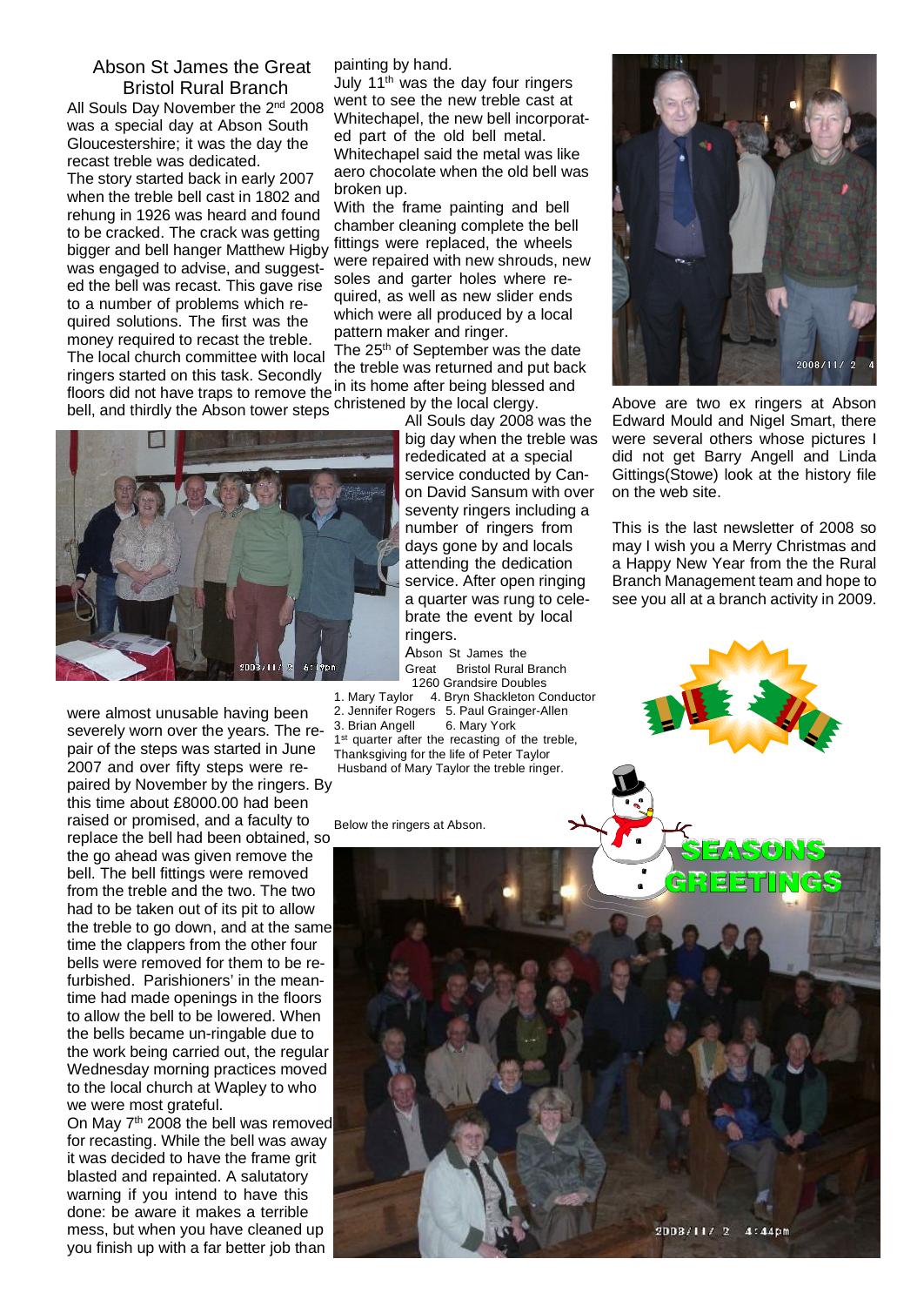## Abson St James the Great Bristol Rural Branch

All Souls Day November the 2nd 2008 was a special day at Abson South Gloucestershire; it was the day the recast treble was dedicated.

The story started back in early 2007 when the treble bell cast in 1802 and rehung in 1926 was heard and found to be cracked. The crack was getting bigger and bell hanger Matthew Higby was engaged to advise, and suggested the bell was recast. This gave rise to a number of problems which required solutions. The first was the money required to recast the treble. The local church committee with local ringers started on this task. Secondly floors did not have traps to remove the bell, and thirdly the Abson tower steps were almost unusable having been severely worn over the years. The repair of the steps was started in June 2007 and over fifty steps were repaired by November by the ringers. By this time about £8000.00 had been raised or promised, and a faculty to replace the bell had been obtained, so the go ahead was given remove the bell. The bell fittings were removed from the treble and the two. The two had to be taken out of its pit to allow the treble to go down, and at the same time the clappers from the other four bells were removed for them to be refurbished. Parishioners' in the meantime had made openings in the floors to allow the bell to be lowered. When the bells became un-ringable due to the work being carried out, the regular Wednesday morning practices moved to the local church at Wapley to who we were most grateful.

On May 7th 2008 the bell was removed for recasting. While the bell was away it was decided to have the frame grit blasted and repainted. A salutatory warning if you intend to have this done: be aware it makes a terrible mess, but when you have cleaned up you finish up with a far better job than painting by hand.

July 11th was the day four ringers went to see the new treble cast at Whitechapel, the new bell incorporated part of the old bell metal. Whitechapel said the metal was like aero chocolate when the old bell was broken up.

With the frame painting and bell chamber cleaning complete the bell fittings were replaced, the wheels were repaired with new shrouds, new soles and garter holes where required, as well as new slider ends which were all produced by a local pattern maker and ringer.

The 25th of September was the date the treble was returned and put back in its home after being blessed and christened by the local clergy.

All Souls day 2008 was the big day when the treble was rededicated at a special service conducted by Canon David Sansum with over seventy ringers including a number of ringers from days gone by and locals attending the dedication service. After open ringing a quarter was rung to celebrate the event by local ringers.

Abson St James the Great Bristol Rural Branch
1260 Grandsire Doubles

1. Mary Taylor
2. Jennifer Rogers
3. Brian Angell
4. Bryn Shackleton Conductor
5. Paul Grainger-Allen
6. Mary York

1st quarter after the recasting of the treble, Thanksgiving for the life of Peter Taylor Husband of Mary Taylor the treble ringer.

Below the ringers at Abson.

Above are two ex ringers at Abson Edward Mould and Nigel Smart, there were several others whose pictures I did not get Barry Angell and Linda Gittings(Stowe) look at the history file on the web site.

This is the last newsletter of 2008 so may I wish you a Merry Christmas and a Happy New Year from the Rural Branch Management team and hope to see you all at a branch activity in 2009.

SEASONS GREETINGS